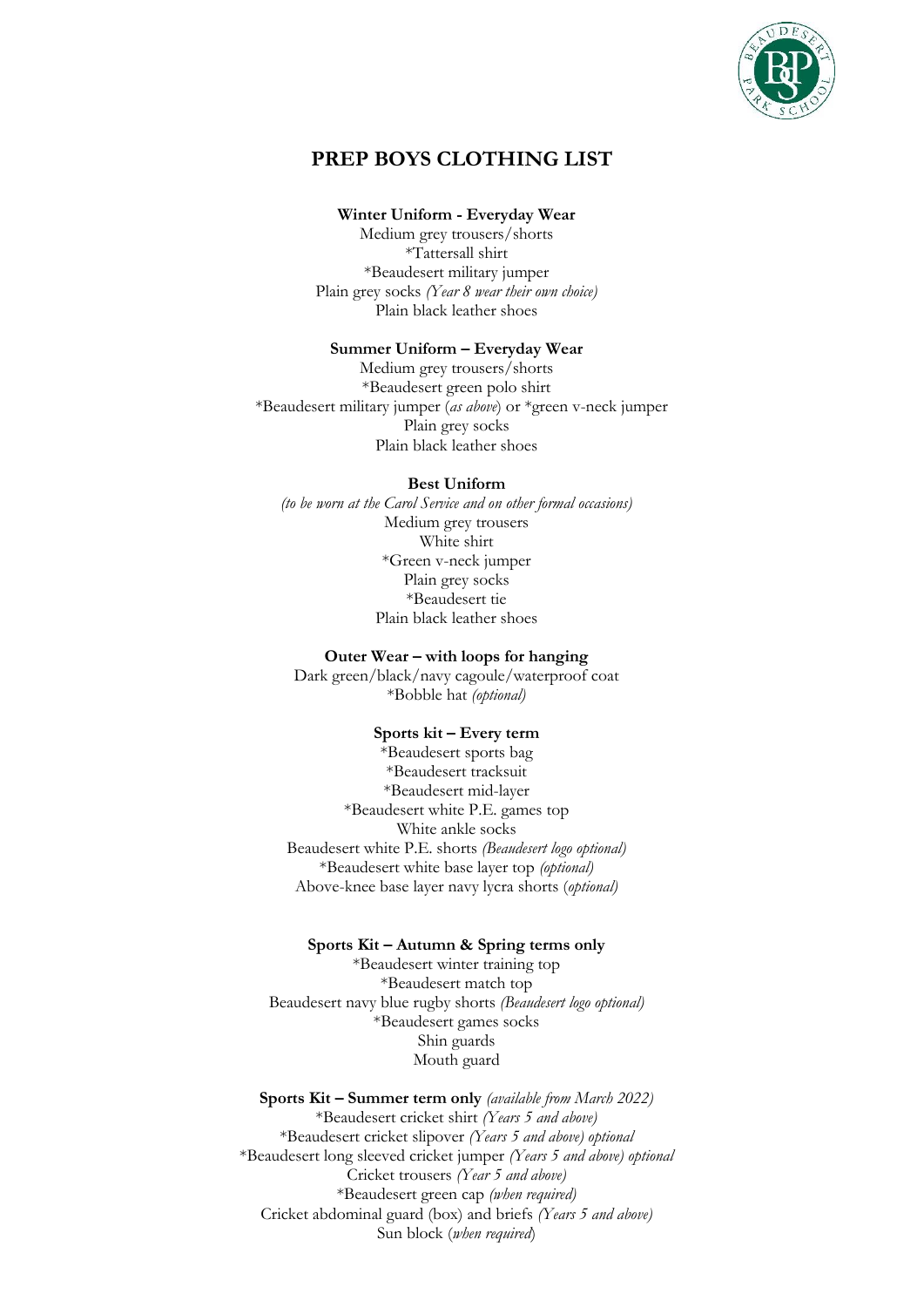# PREP BOYS CLOTHING LIST

**Winter Uniform - Everyday Wear**

Medium grey trousers/shorts
*Tattersall shirt
*Beaudesert military jumper
Plain grey socks *(Year 8 wear their own choice)*
Plain black leather shoes

**Summer Uniform – Everyday Wear**

Medium grey trousers/shorts
*Beaudesert green polo shirt
*Beaudesert military jumper (*as above*) or *green v-neck jumper
Plain grey socks
Plain black leather shoes

**Best Uniform**

*(to be worn at the Carol Service and on other formal occasions)*
Medium grey trousers
White shirt
*Green v-neck jumper
Plain grey socks
*Beaudesert tie
Plain black leather shoes

**Outer Wear – with loops for hanging**

Dark green/black/navy cagoule/waterproof coat
*Bobble hat *(optional)*

**Sports kit – Every term**

*Beaudesert sports bag
*Beaudesert tracksuit
*Beaudesert mid-layer
*Beaudesert white P.E. games top
White ankle socks
Beaudesert white P.E. shorts *(Beaudesert logo optional)*
*Beaudesert white base layer top *(optional)*
Above-knee base layer navy lycra shorts (*optional)*

**Sports Kit – Autumn & Spring terms only**

*Beaudesert winter training top
*Beaudesert match top
Beaudesert navy blue rugby shorts *(Beaudesert logo optional)*
*Beaudesert games socks
Shin guards
Mouth guard

**Sports Kit – Summer term only** *(available from March 2022)*

*Beaudesert cricket shirt *(Years 5 and above)*
*Beaudesert cricket slipover *(Years 5 and above) optional*
*Beaudesert long sleeved cricket jumper *(Years 5 and above) optional*
Cricket trousers *(Year 5 and above)*
*Beaudesert green cap *(when required)*
Cricket abdominal guard (box) and briefs *(Years 5 and above)*
Sun block (*when required*)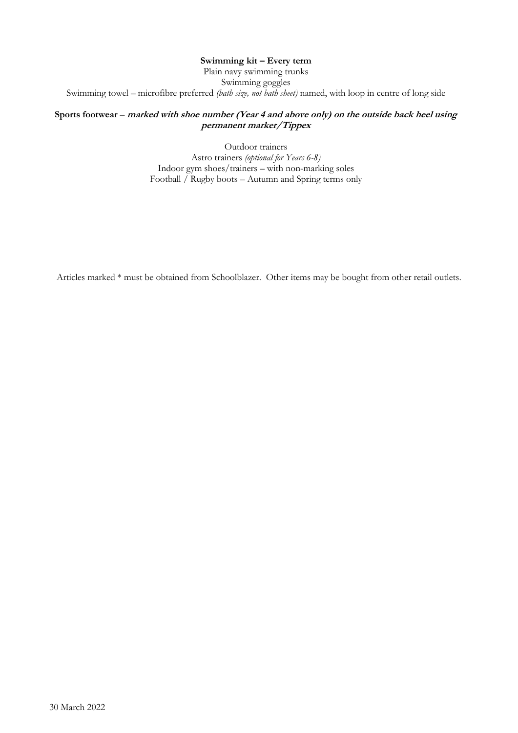**Swimming kit – Every term**

Plain navy swimming trunks

Swimming goggles

Swimming towel – microfibre preferred *(bath size, not bath sheet)* named, with loop in centre of long side

**Sports footwear** – ***marked with shoe number (Year 4 and above only) on the outside back heel using permanent marker/Tippex***

Outdoor trainers

Astro trainers *(optional for Years 6-8)*

Indoor gym shoes/trainers – with non-marking soles

Football / Rugby boots – Autumn and Spring terms only

Articles marked * must be obtained from Schoolblazer. Other items may be bought from other retail outlets.

30 March 2022